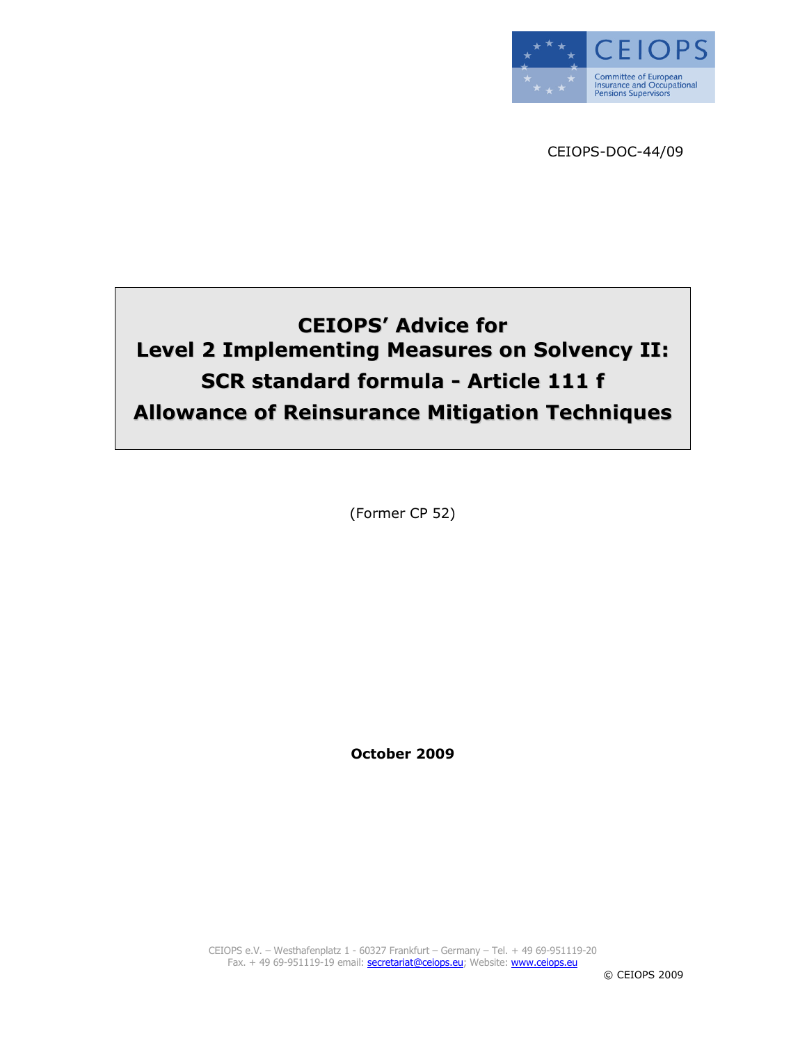CEIOPS

Committee of European Insurance and Occupational Pensions Supervisors

CEIOPS-DOC-44/09

# CEIOPS' Advice for Level 2 Implementing Measures on Solvency II: SCR standard formula - Article 111 f Allowance of Reinsurance Mitigation Techniques

(Former CP 52)

**October 2009**

CEIOPS e.V. – Westhafenplatz 1 - 60327 Frankfurt – Germany – Tel. + 49 69-951119-20
Fax. + 49 69-951119-19 email: secretariat@ceiops.eu; Website: www.ceiops.eu

© CEIOPS 2009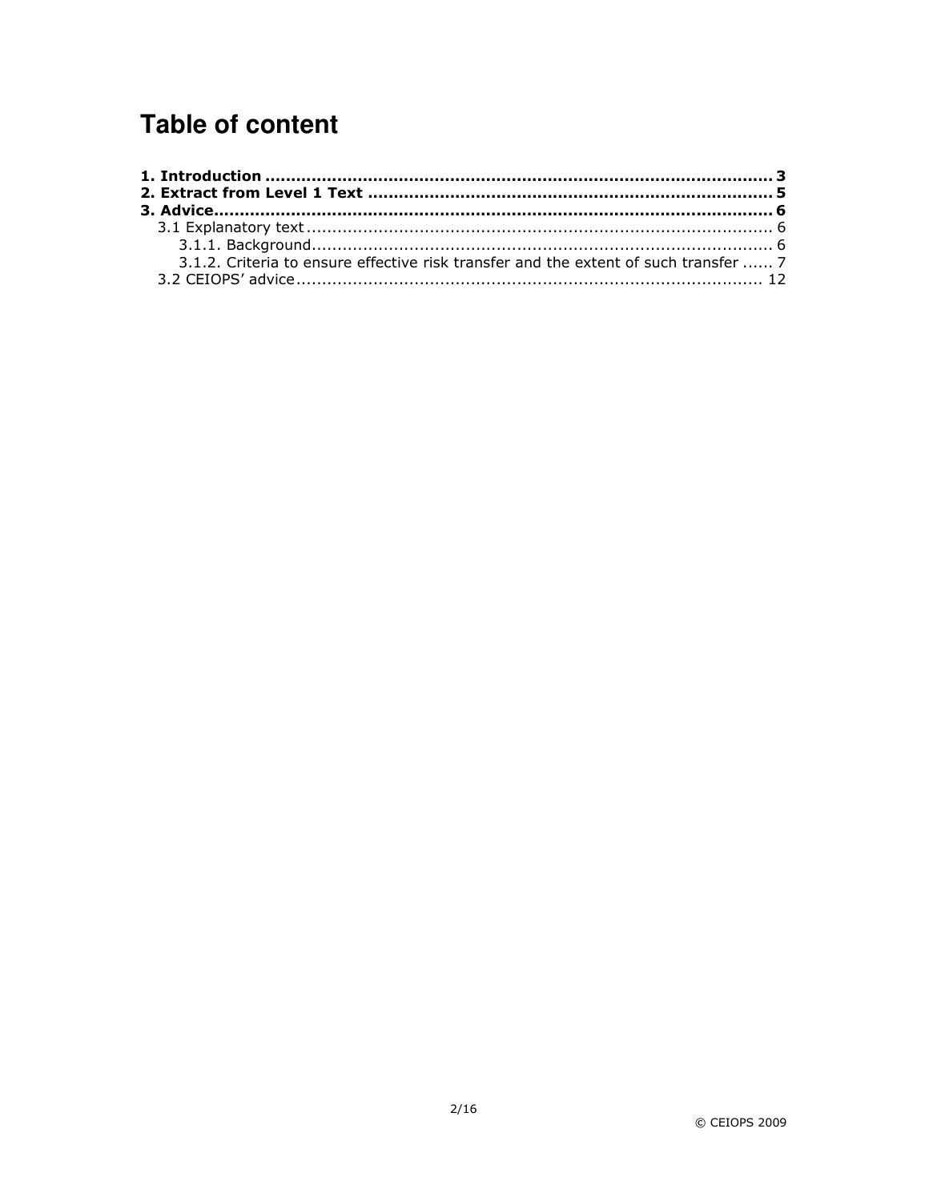# Table of content

**1. Introduction ................................................................................................ 3**
**2. Extract from Level 1 Text ........................................................................... 5**
**3. Advice........................................................................................................ 6**
  3.1 Explanatory text ........................................................................................ 6
    3.1.1. Background....................................................................................... 6
    3.1.2. Criteria to ensure effective risk transfer and the extent of such transfer ...... 7
  3.2 CEIOPS' advice ........................................................................................ 12

© CEIOPS 2009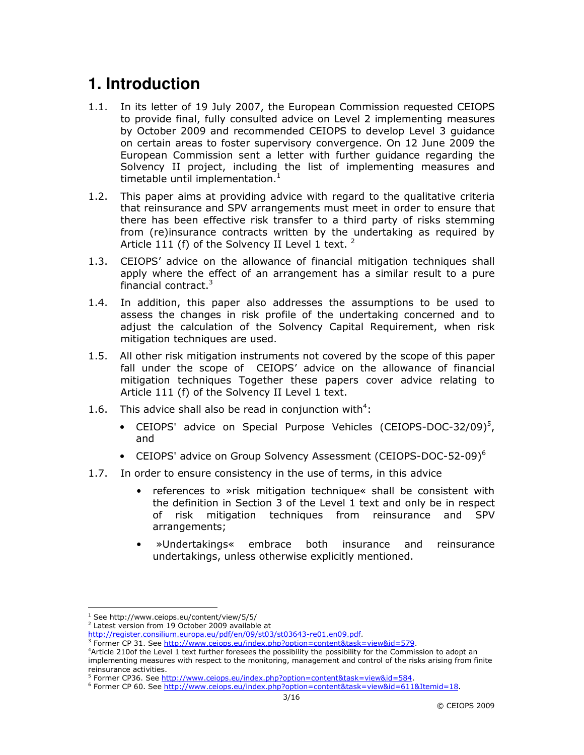# 1. Introduction

1.1. In its letter of 19 July 2007, the European Commission requested CEIOPS to provide final, fully consulted advice on Level 2 implementing measures by October 2009 and recommended CEIOPS to develop Level 3 guidance on certain areas to foster supervisory convergence. On 12 June 2009 the European Commission sent a letter with further guidance regarding the Solvency II project, including the list of implementing measures and timetable until implementation.[1]

1.2. This paper aims at providing advice with regard to the qualitative criteria that reinsurance and SPV arrangements must meet in order to ensure that there has been effective risk transfer to a third party of risks stemming from (re)insurance contracts written by the undertaking as required by Article 111 (f) of the Solvency II Level 1 text. [2]

1.3. CEIOPS' advice on the allowance of financial mitigation techniques shall apply where the effect of an arrangement has a similar result to a pure financial contract.[3]

1.4. In addition, this paper also addresses the assumptions to be used to assess the changes in risk profile of the undertaking concerned and to adjust the calculation of the Solvency Capital Requirement, when risk mitigation techniques are used.

1.5. All other risk mitigation instruments not covered by the scope of this paper fall under the scope of CEIOPS' advice on the allowance of financial mitigation techniques Together these papers cover advice relating to Article 111 (f) of the Solvency II Level 1 text.

1.6. This advice shall also be read in conjunction with[4]:

- CEIOPS' advice on Special Purpose Vehicles (CEIOPS-DOC-32/09)[5], and
- CEIOPS' advice on Group Solvency Assessment (CEIOPS-DOC-52-09)[6]

1.7. In order to ensure consistency in the use of terms, in this advice

- references to »risk mitigation technique« shall be consistent with the definition in Section 3 of the Level 1 text and only be in respect of risk mitigation techniques from reinsurance and SPV arrangements;
- »Undertakings« embrace both insurance and reinsurance undertakings, unless otherwise explicitly mentioned.

---

[1] See http://www.ceiops.eu/content/view/5/5/

[2] Latest version from 19 October 2009 available at http://register.consilium.europa.eu/pdf/en/09/st03/st03643-re01.en09.pdf.

[3] Former CP 31. See http://www.ceiops.eu/index.php?option=content&task=view&id=579.

[4] Article 210of the Level 1 text further foresees the possibility the possibility for the Commission to adopt an implementing measures with respect to the monitoring, management and control of the risks arising from finite reinsurance activities.

[5] Former CP36. See http://www.ceiops.eu/index.php?option=content&task=view&id=584.

[6] Former CP 60. See http://www.ceiops.eu/index.php?option=content&task=view&id=611&Itemid=18.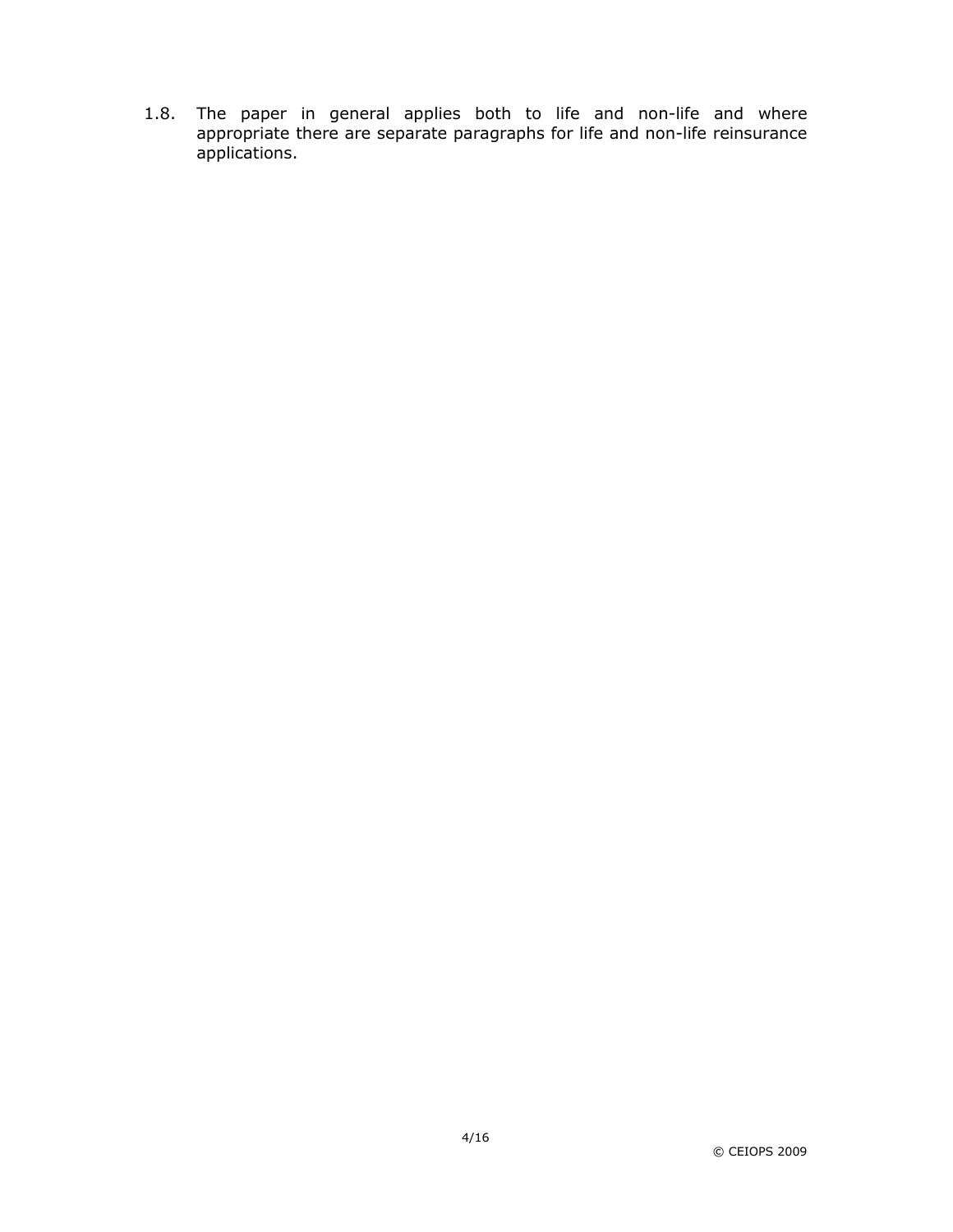1.8. The paper in general applies both to life and non-life and where appropriate there are separate paragraphs for life and non-life reinsurance applications.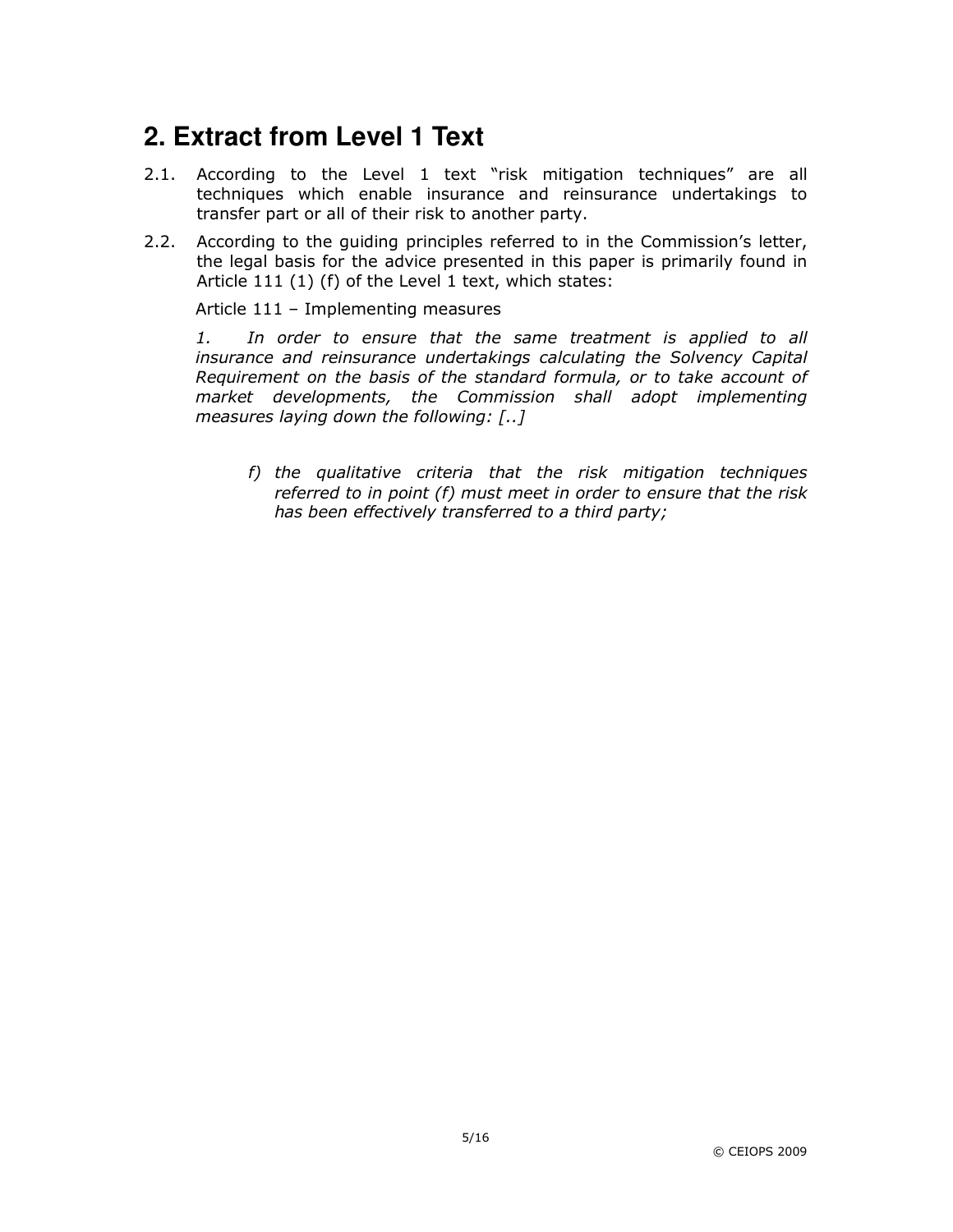## 2. Extract from Level 1 Text

2.1. According to the Level 1 text "risk mitigation techniques" are all techniques which enable insurance and reinsurance undertakings to transfer part or all of their risk to another party.

2.2. According to the guiding principles referred to in the Commission's letter, the legal basis for the advice presented in this paper is primarily found in Article 111 (1) (f) of the Level 1 text, which states:

Article 111 – Implementing measures

*1. In order to ensure that the same treatment is applied to all insurance and reinsurance undertakings calculating the Solvency Capital Requirement on the basis of the standard formula, or to take account of market developments, the Commission shall adopt implementing measures laying down the following: [..]*

> *f) the qualitative criteria that the risk mitigation techniques referred to in point (f) must meet in order to ensure that the risk has been effectively transferred to a third party;*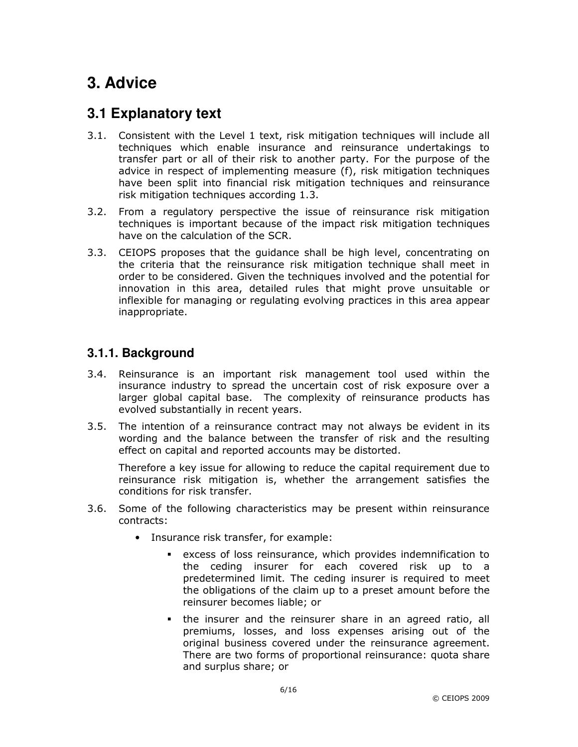# 3. Advice

## 3.1 Explanatory text

3.1. Consistent with the Level 1 text, risk mitigation techniques will include all techniques which enable insurance and reinsurance undertakings to transfer part or all of their risk to another party. For the purpose of the advice in respect of implementing measure (f), risk mitigation techniques have been split into financial risk mitigation techniques and reinsurance risk mitigation techniques according 1.3.

3.2. From a regulatory perspective the issue of reinsurance risk mitigation techniques is important because of the impact risk mitigation techniques have on the calculation of the SCR.

3.3. CEIOPS proposes that the guidance shall be high level, concentrating on the criteria that the reinsurance risk mitigation technique shall meet in order to be considered. Given the techniques involved and the potential for innovation in this area, detailed rules that might prove unsuitable or inflexible for managing or regulating evolving practices in this area appear inappropriate.

### 3.1.1. Background

3.4. Reinsurance is an important risk management tool used within the insurance industry to spread the uncertain cost of risk exposure over a larger global capital base. The complexity of reinsurance products has evolved substantially in recent years.

3.5. The intention of a reinsurance contract may not always be evident in its wording and the balance between the transfer of risk and the resulting effect on capital and reported accounts may be distorted.

Therefore a key issue for allowing to reduce the capital requirement due to reinsurance risk mitigation is, whether the arrangement satisfies the conditions for risk transfer.

3.6. Some of the following characteristics may be present within reinsurance contracts:

- Insurance risk transfer, for example:
  - excess of loss reinsurance, which provides indemnification to the ceding insurer for each covered risk up to a predetermined limit. The ceding insurer is required to meet the obligations of the claim up to a preset amount before the reinsurer becomes liable; or
  - the insurer and the reinsurer share in an agreed ratio, all premiums, losses, and loss expenses arising out of the original business covered under the reinsurance agreement. There are two forms of proportional reinsurance: quota share and surplus share; or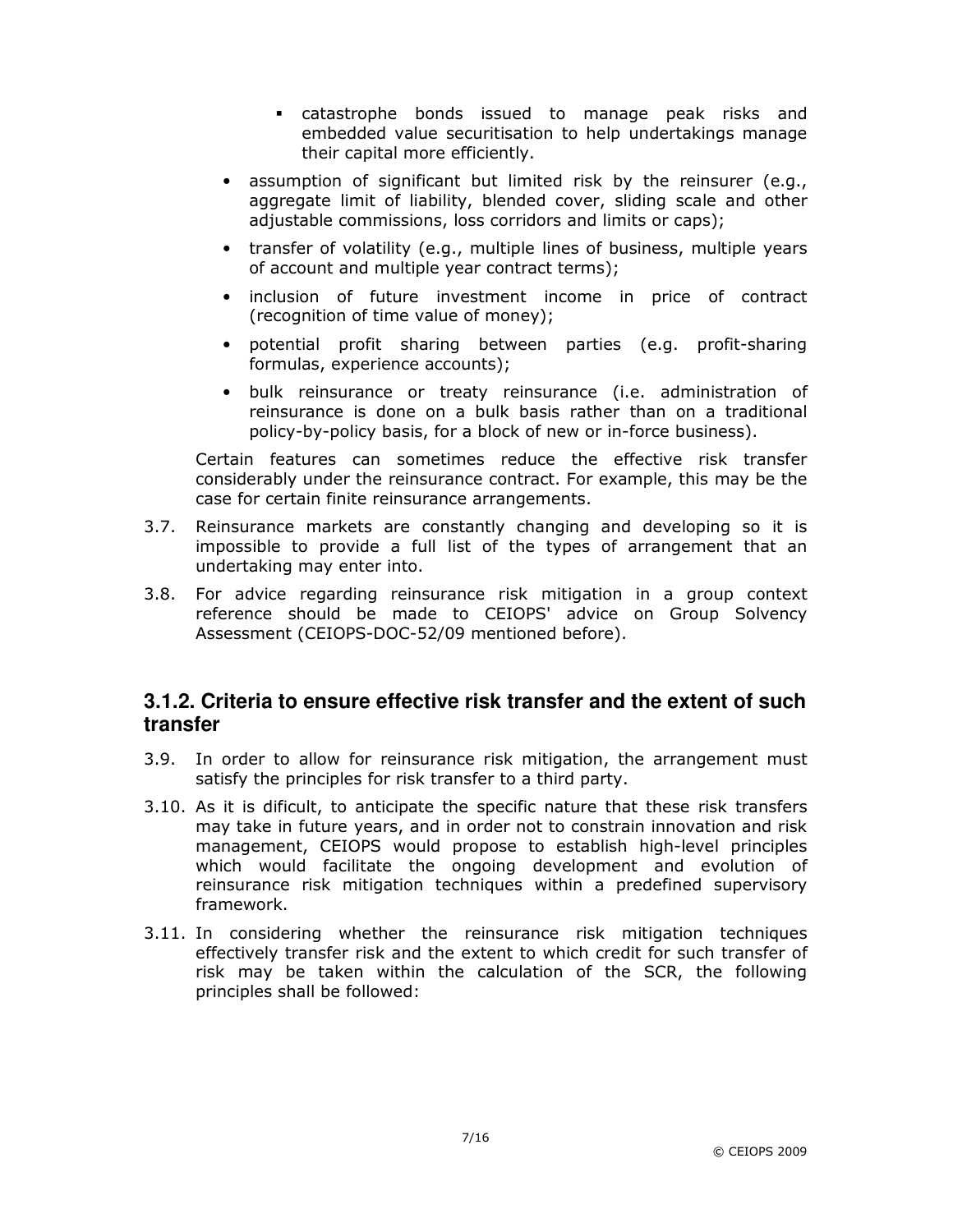- catastrophe bonds issued to manage peak risks and embedded value securitisation to help undertakings manage their capital more efficiently.
- assumption of significant but limited risk by the reinsurer (e.g., aggregate limit of liability, blended cover, sliding scale and other adjustable commissions, loss corridors and limits or caps);
- transfer of volatility (e.g., multiple lines of business, multiple years of account and multiple year contract terms);
- inclusion of future investment income in price of contract (recognition of time value of money);
- potential profit sharing between parties (e.g. profit-sharing formulas, experience accounts);
- bulk reinsurance or treaty reinsurance (i.e. administration of reinsurance is done on a bulk basis rather than on a traditional policy-by-policy basis, for a block of new or in-force business).

Certain features can sometimes reduce the effective risk transfer considerably under the reinsurance contract. For example, this may be the case for certain finite reinsurance arrangements.

3.7. Reinsurance markets are constantly changing and developing so it is impossible to provide a full list of the types of arrangement that an undertaking may enter into.

3.8. For advice regarding reinsurance risk mitigation in a group context reference should be made to CEIOPS' advice on Group Solvency Assessment (CEIOPS-DOC-52/09 mentioned before).

### 3.1.2. Criteria to ensure effective risk transfer and the extent of such transfer

3.9. In order to allow for reinsurance risk mitigation, the arrangement must satisfy the principles for risk transfer to a third party.

3.10. As it is dificult, to anticipate the specific nature that these risk transfers may take in future years, and in order not to constrain innovation and risk management, CEIOPS would propose to establish high-level principles which would facilitate the ongoing development and evolution of reinsurance risk mitigation techniques within a predefined supervisory framework.

3.11. In considering whether the reinsurance risk mitigation techniques effectively transfer risk and the extent to which credit for such transfer of risk may be taken within the calculation of the SCR, the following principles shall be followed: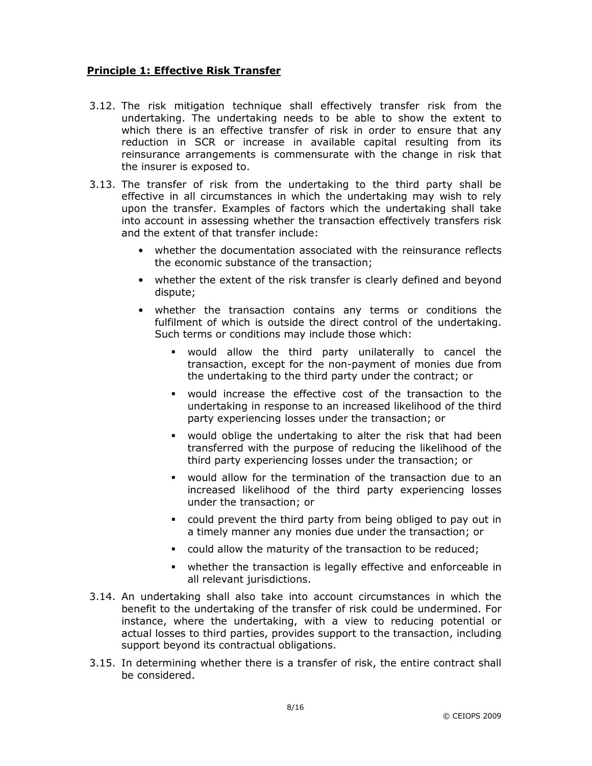**Principle 1: Effective Risk Transfer**

3.12. The risk mitigation technique shall effectively transfer risk from the undertaking. The undertaking needs to be able to show the extent to which there is an effective transfer of risk in order to ensure that any reduction in SCR or increase in available capital resulting from its reinsurance arrangements is commensurate with the change in risk that the insurer is exposed to.

3.13. The transfer of risk from the undertaking to the third party shall be effective in all circumstances in which the undertaking may wish to rely upon the transfer. Examples of factors which the undertaking shall take into account in assessing whether the transaction effectively transfers risk and the extent of that transfer include:

- whether the documentation associated with the reinsurance reflects the economic substance of the transaction;
- whether the extent of the risk transfer is clearly defined and beyond dispute;
- whether the transaction contains any terms or conditions the fulfilment of which is outside the direct control of the undertaking. Such terms or conditions may include those which:
  - would allow the third party unilaterally to cancel the transaction, except for the non-payment of monies due from the undertaking to the third party under the contract; or
  - would increase the effective cost of the transaction to the undertaking in response to an increased likelihood of the third party experiencing losses under the transaction; or
  - would oblige the undertaking to alter the risk that had been transferred with the purpose of reducing the likelihood of the third party experiencing losses under the transaction; or
  - would allow for the termination of the transaction due to an increased likelihood of the third party experiencing losses under the transaction; or
  - could prevent the third party from being obliged to pay out in a timely manner any monies due under the transaction; or
  - could allow the maturity of the transaction to be reduced;
  - whether the transaction is legally effective and enforceable in all relevant jurisdictions.

3.14. An undertaking shall also take into account circumstances in which the benefit to the undertaking of the transfer of risk could be undermined. For instance, where the undertaking, with a view to reducing potential or actual losses to third parties, provides support to the transaction, including support beyond its contractual obligations.

3.15. In determining whether there is a transfer of risk, the entire contract shall be considered.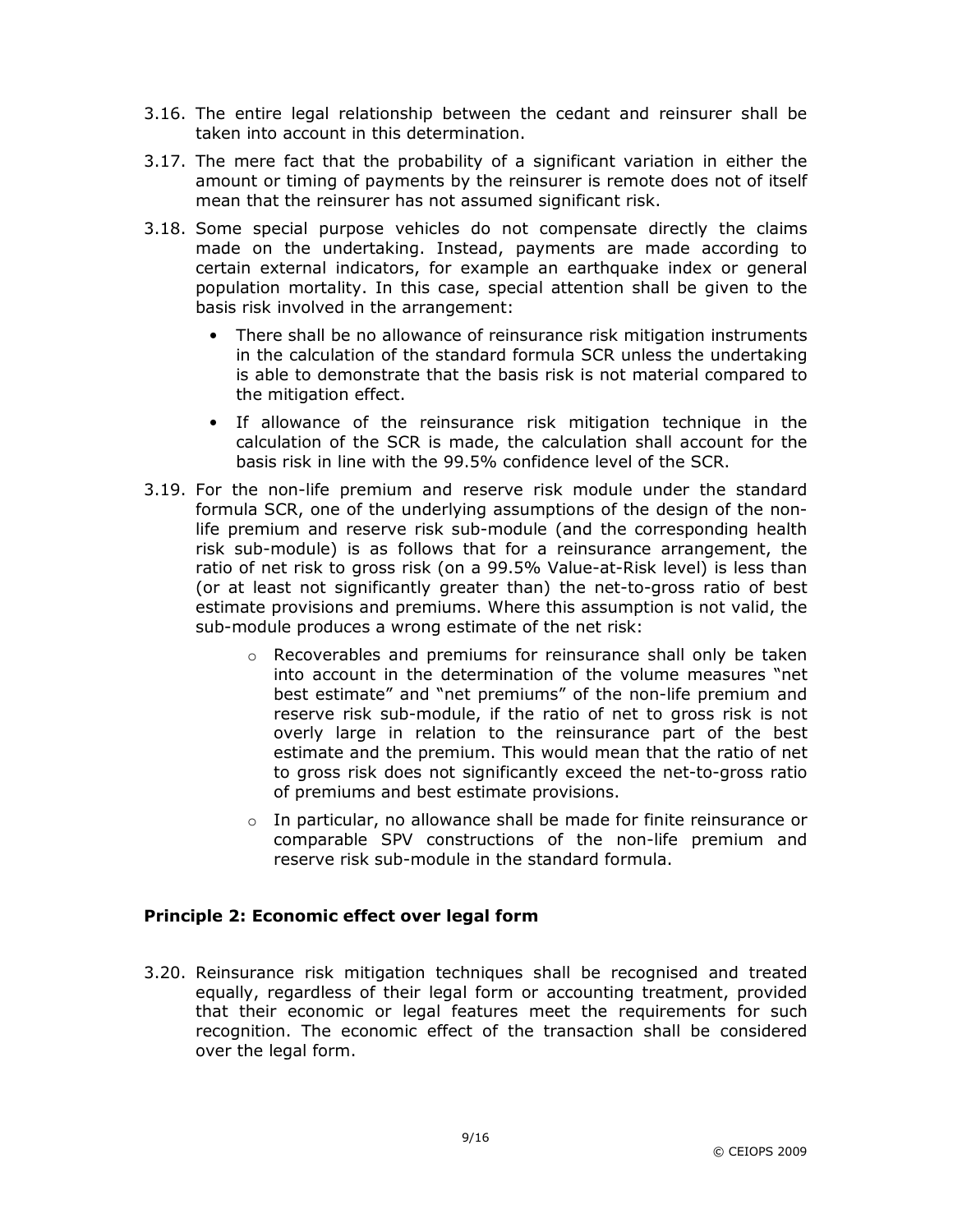3.16. The entire legal relationship between the cedant and reinsurer shall be taken into account in this determination.

3.17. The mere fact that the probability of a significant variation in either the amount or timing of payments by the reinsurer is remote does not of itself mean that the reinsurer has not assumed significant risk.

3.18. Some special purpose vehicles do not compensate directly the claims made on the undertaking. Instead, payments are made according to certain external indicators, for example an earthquake index or general population mortality. In this case, special attention shall be given to the basis risk involved in the arrangement:

- There shall be no allowance of reinsurance risk mitigation instruments in the calculation of the standard formula SCR unless the undertaking is able to demonstrate that the basis risk is not material compared to the mitigation effect.
- If allowance of the reinsurance risk mitigation technique in the calculation of the SCR is made, the calculation shall account for the basis risk in line with the 99.5% confidence level of the SCR.

3.19. For the non-life premium and reserve risk module under the standard formula SCR, one of the underlying assumptions of the design of the non-life premium and reserve risk sub-module (and the corresponding health risk sub-module) is as follows that for a reinsurance arrangement, the ratio of net risk to gross risk (on a 99.5% Value-at-Risk level) is less than (or at least not significantly greater than) the net-to-gross ratio of best estimate provisions and premiums. Where this assumption is not valid, the sub-module produces a wrong estimate of the net risk:

  - Recoverables and premiums for reinsurance shall only be taken into account in the determination of the volume measures "net best estimate" and "net premiums" of the non-life premium and reserve risk sub-module, if the ratio of net to gross risk is not overly large in relation to the reinsurance part of the best estimate and the premium. This would mean that the ratio of net to gross risk does not significantly exceed the net-to-gross ratio of premiums and best estimate provisions.
  - In particular, no allowance shall be made for finite reinsurance or comparable SPV constructions of the non-life premium and reserve risk sub-module in the standard formula.

**Principle 2: Economic effect over legal form**

3.20. Reinsurance risk mitigation techniques shall be recognised and treated equally, regardless of their legal form or accounting treatment, provided that their economic or legal features meet the requirements for such recognition. The economic effect of the transaction shall be considered over the legal form.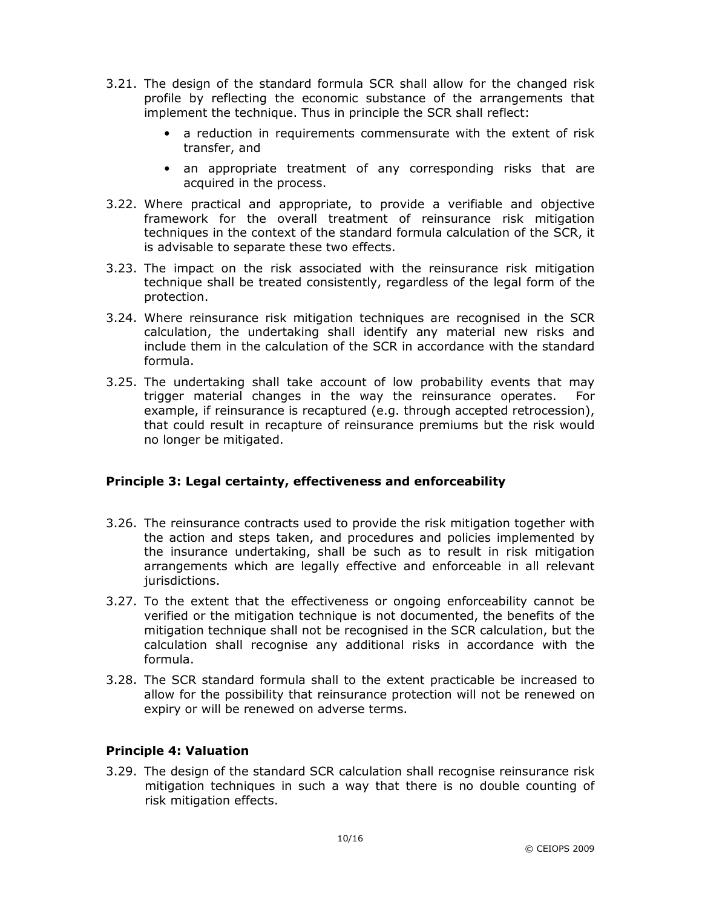3.21. The design of the standard formula SCR shall allow for the changed risk profile by reflecting the economic substance of the arrangements that implement the technique. Thus in principle the SCR shall reflect:

- a reduction in requirements commensurate with the extent of risk transfer, and
- an appropriate treatment of any corresponding risks that are acquired in the process.

3.22. Where practical and appropriate, to provide a verifiable and objective framework for the overall treatment of reinsurance risk mitigation techniques in the context of the standard formula calculation of the SCR, it is advisable to separate these two effects.

3.23. The impact on the risk associated with the reinsurance risk mitigation technique shall be treated consistently, regardless of the legal form of the protection.

3.24. Where reinsurance risk mitigation techniques are recognised in the SCR calculation, the undertaking shall identify any material new risks and include them in the calculation of the SCR in accordance with the standard formula.

3.25. The undertaking shall take account of low probability events that may trigger material changes in the way the reinsurance operates. For example, if reinsurance is recaptured (e.g. through accepted retrocession), that could result in recapture of reinsurance premiums but the risk would no longer be mitigated.

**Principle 3: Legal certainty, effectiveness and enforceability**

3.26. The reinsurance contracts used to provide the risk mitigation together with the action and steps taken, and procedures and policies implemented by the insurance undertaking, shall be such as to result in risk mitigation arrangements which are legally effective and enforceable in all relevant jurisdictions.

3.27. To the extent that the effectiveness or ongoing enforceability cannot be verified or the mitigation technique is not documented, the benefits of the mitigation technique shall not be recognised in the SCR calculation, but the calculation shall recognise any additional risks in accordance with the formula.

3.28. The SCR standard formula shall to the extent practicable be increased to allow for the possibility that reinsurance protection will not be renewed on expiry or will be renewed on adverse terms.

**Principle 4: Valuation**

3.29. The design of the standard SCR calculation shall recognise reinsurance risk mitigation techniques in such a way that there is no double counting of risk mitigation effects.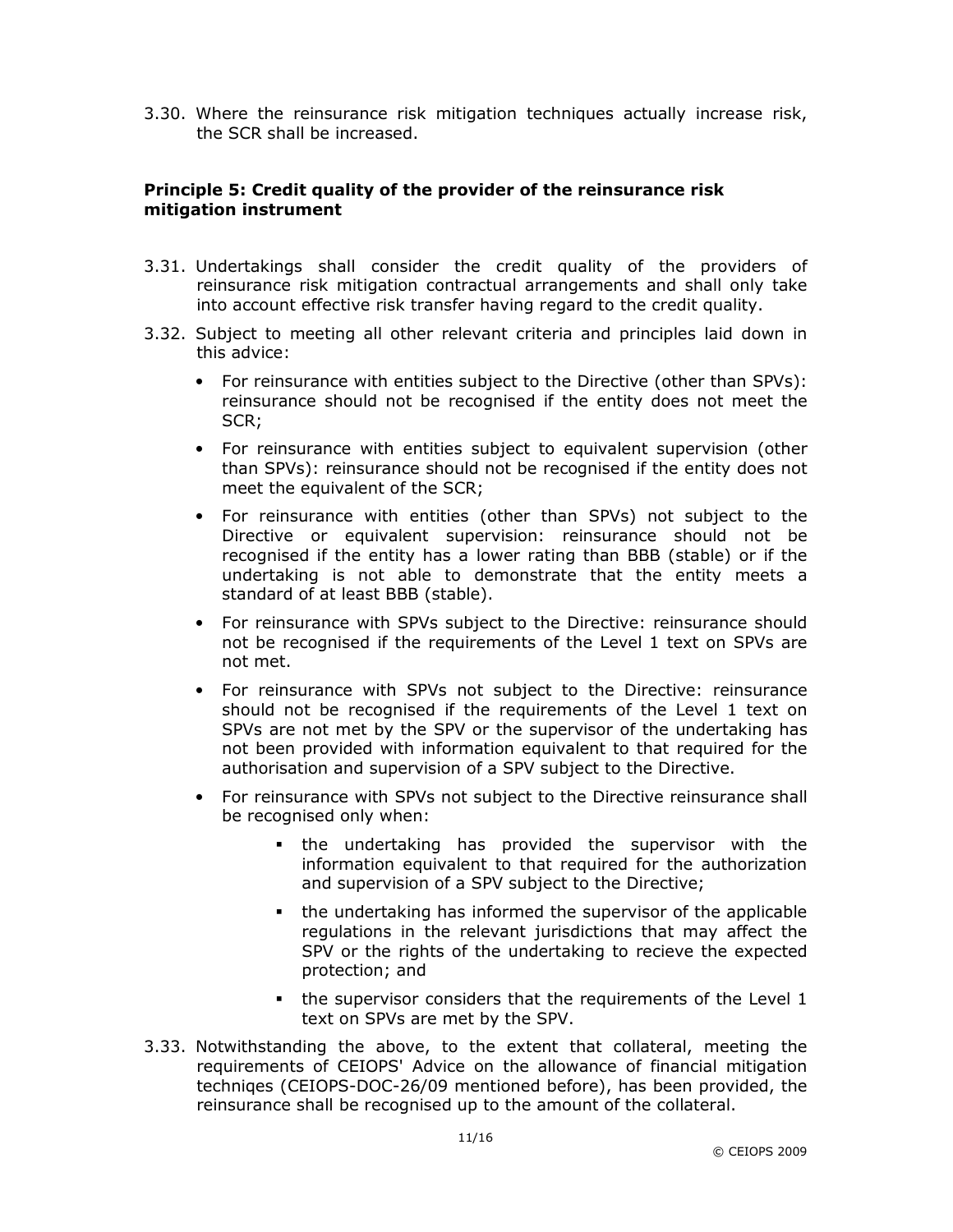3.30. Where the reinsurance risk mitigation techniques actually increase risk, the SCR shall be increased.

**Principle 5: Credit quality of the provider of the reinsurance risk mitigation instrument**

3.31. Undertakings shall consider the credit quality of the providers of reinsurance risk mitigation contractual arrangements and shall only take into account effective risk transfer having regard to the credit quality.

3.32. Subject to meeting all other relevant criteria and principles laid down in this advice:

- For reinsurance with entities subject to the Directive (other than SPVs): reinsurance should not be recognised if the entity does not meet the SCR;
- For reinsurance with entities subject to equivalent supervision (other than SPVs): reinsurance should not be recognised if the entity does not meet the equivalent of the SCR;
- For reinsurance with entities (other than SPVs) not subject to the Directive or equivalent supervision: reinsurance should not be recognised if the entity has a lower rating than BBB (stable) or if the undertaking is not able to demonstrate that the entity meets a standard of at least BBB (stable).
- For reinsurance with SPVs subject to the Directive: reinsurance should not be recognised if the requirements of the Level 1 text on SPVs are not met.
- For reinsurance with SPVs not subject to the Directive: reinsurance should not be recognised if the requirements of the Level 1 text on SPVs are not met by the SPV or the supervisor of the undertaking has not been provided with information equivalent to that required for the authorisation and supervision of a SPV subject to the Directive.
- For reinsurance with SPVs not subject to the Directive reinsurance shall be recognised only when:
  - the undertaking has provided the supervisor with the information equivalent to that required for the authorization and supervision of a SPV subject to the Directive;
  - the undertaking has informed the supervisor of the applicable regulations in the relevant jurisdictions that may affect the SPV or the rights of the undertaking to recieve the expected protection; and
  - the supervisor considers that the requirements of the Level 1 text on SPVs are met by the SPV.

3.33. Notwithstanding the above, to the extent that collateral, meeting the requirements of CEIOPS' Advice on the allowance of financial mitigation techniqes (CEIOPS-DOC-26/09 mentioned before), has been provided, the reinsurance shall be recognised up to the amount of the collateral.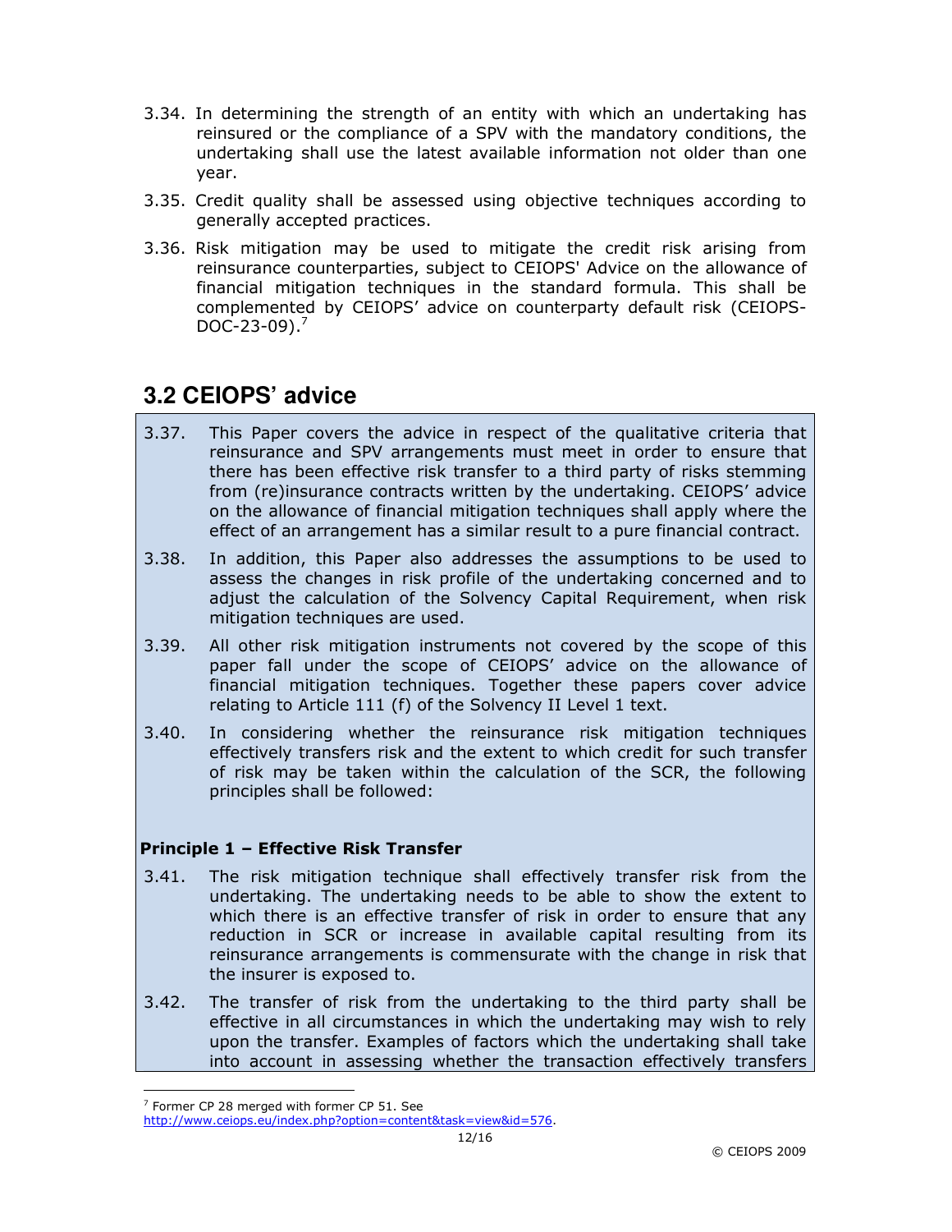3.34. In determining the strength of an entity with which an undertaking has reinsured or the compliance of a SPV with the mandatory conditions, the undertaking shall use the latest available information not older than one year.

3.35. Credit quality shall be assessed using objective techniques according to generally accepted practices.

3.36. Risk mitigation may be used to mitigate the credit risk arising from reinsurance counterparties, subject to CEIOPS' Advice on the allowance of financial mitigation techniques in the standard formula. This shall be complemented by CEIOPS' advice on counterparty default risk (CEIOPS-DOC-23-09).[7]

## 3.2 CEIOPS' advice

3.37. This Paper covers the advice in respect of the qualitative criteria that reinsurance and SPV arrangements must meet in order to ensure that there has been effective risk transfer to a third party of risks stemming from (re)insurance contracts written by the undertaking. CEIOPS' advice on the allowance of financial mitigation techniques shall apply where the effect of an arrangement has a similar result to a pure financial contract.

3.38. In addition, this Paper also addresses the assumptions to be used to assess the changes in risk profile of the undertaking concerned and to adjust the calculation of the Solvency Capital Requirement, when risk mitigation techniques are used.

3.39. All other risk mitigation instruments not covered by the scope of this paper fall under the scope of CEIOPS' advice on the allowance of financial mitigation techniques. Together these papers cover advice relating to Article 111 (f) of the Solvency II Level 1 text.

3.40. In considering whether the reinsurance risk mitigation techniques effectively transfers risk and the extent to which credit for such transfer of risk may be taken within the calculation of the SCR, the following principles shall be followed:

**Principle 1 – Effective Risk Transfer**

3.41. The risk mitigation technique shall effectively transfer risk from the undertaking. The undertaking needs to be able to show the extent to which there is an effective transfer of risk in order to ensure that any reduction in SCR or increase in available capital resulting from its reinsurance arrangements is commensurate with the change in risk that the insurer is exposed to.

3.42. The transfer of risk from the undertaking to the third party shall be effective in all circumstances in which the undertaking may wish to rely upon the transfer. Examples of factors which the undertaking shall take into account in assessing whether the transaction effectively transfers

[7] Former CP 28 merged with former CP 51. See http://www.ceiops.eu/index.php?option=content&task=view&id=576.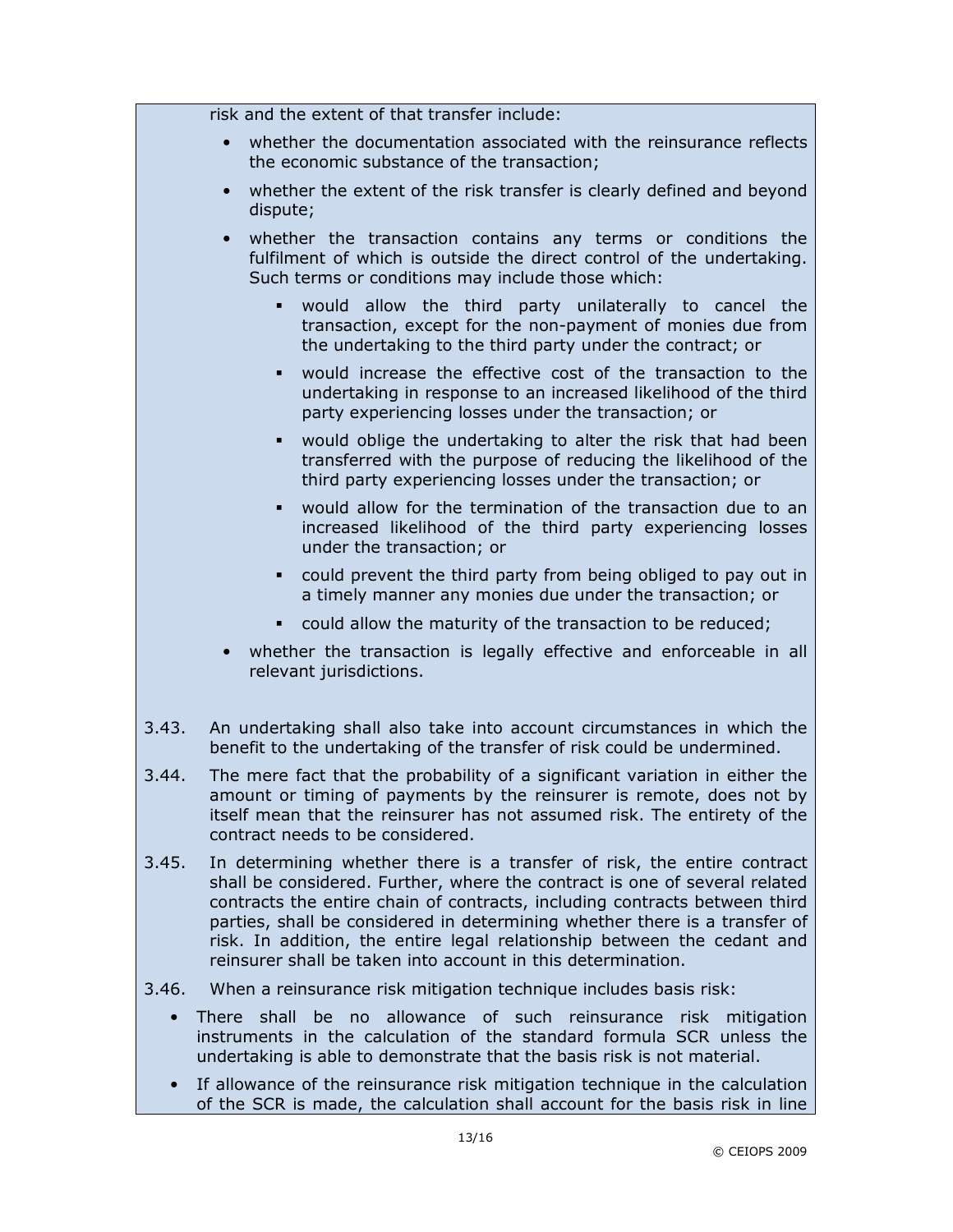risk and the extent of that transfer include:

- whether the documentation associated with the reinsurance reflects the economic substance of the transaction;
- whether the extent of the risk transfer is clearly defined and beyond dispute;
- whether the transaction contains any terms or conditions the fulfilment of which is outside the direct control of the undertaking. Such terms or conditions may include those which:
  - would allow the third party unilaterally to cancel the transaction, except for the non-payment of monies due from the undertaking to the third party under the contract; or
  - would increase the effective cost of the transaction to the undertaking in response to an increased likelihood of the third party experiencing losses under the transaction; or
  - would oblige the undertaking to alter the risk that had been transferred with the purpose of reducing the likelihood of the third party experiencing losses under the transaction; or
  - would allow for the termination of the transaction due to an increased likelihood of the third party experiencing losses under the transaction; or
  - could prevent the third party from being obliged to pay out in a timely manner any monies due under the transaction; or
  - could allow the maturity of the transaction to be reduced;
- whether the transaction is legally effective and enforceable in all relevant jurisdictions.

3.43. An undertaking shall also take into account circumstances in which the benefit to the undertaking of the transfer of risk could be undermined.

3.44. The mere fact that the probability of a significant variation in either the amount or timing of payments by the reinsurer is remote, does not by itself mean that the reinsurer has not assumed risk. The entirety of the contract needs to be considered.

3.45. In determining whether there is a transfer of risk, the entire contract shall be considered. Further, where the contract is one of several related contracts the entire chain of contracts, including contracts between third parties, shall be considered in determining whether there is a transfer of risk. In addition, the entire legal relationship between the cedant and reinsurer shall be taken into account in this determination.

3.46. When a reinsurance risk mitigation technique includes basis risk:

- There shall be no allowance of such reinsurance risk mitigation instruments in the calculation of the standard formula SCR unless the undertaking is able to demonstrate that the basis risk is not material.
- If allowance of the reinsurance risk mitigation technique in the calculation of the SCR is made, the calculation shall account for the basis risk in line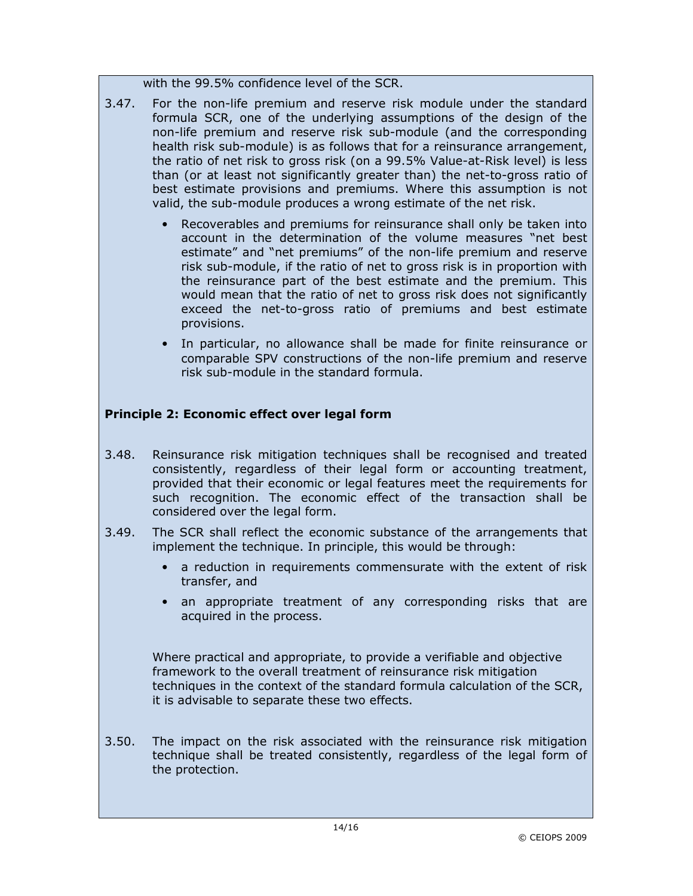with the 99.5% confidence level of the SCR.

3.47. For the non-life premium and reserve risk module under the standard formula SCR, one of the underlying assumptions of the design of the non-life premium and reserve risk sub-module (and the corresponding health risk sub-module) is as follows that for a reinsurance arrangement, the ratio of net risk to gross risk (on a 99.5% Value-at-Risk level) is less than (or at least not significantly greater than) the net-to-gross ratio of best estimate provisions and premiums. Where this assumption is not valid, the sub-module produces a wrong estimate of the net risk.

- Recoverables and premiums for reinsurance shall only be taken into account in the determination of the volume measures "net best estimate" and "net premiums" of the non-life premium and reserve risk sub-module, if the ratio of net to gross risk is in proportion with the reinsurance part of the best estimate and the premium. This would mean that the ratio of net to gross risk does not significantly exceed the net-to-gross ratio of premiums and best estimate provisions.
- In particular, no allowance shall be made for finite reinsurance or comparable SPV constructions of the non-life premium and reserve risk sub-module in the standard formula.

**Principle 2: Economic effect over legal form**

3.48. Reinsurance risk mitigation techniques shall be recognised and treated consistently, regardless of their legal form or accounting treatment, provided that their economic or legal features meet the requirements for such recognition. The economic effect of the transaction shall be considered over the legal form.

3.49. The SCR shall reflect the economic substance of the arrangements that implement the technique. In principle, this would be through:

- a reduction in requirements commensurate with the extent of risk transfer, and
- an appropriate treatment of any corresponding risks that are acquired in the process.

Where practical and appropriate, to provide a verifiable and objective framework to the overall treatment of reinsurance risk mitigation techniques in the context of the standard formula calculation of the SCR, it is advisable to separate these two effects.

3.50. The impact on the risk associated with the reinsurance risk mitigation technique shall be treated consistently, regardless of the legal form of the protection.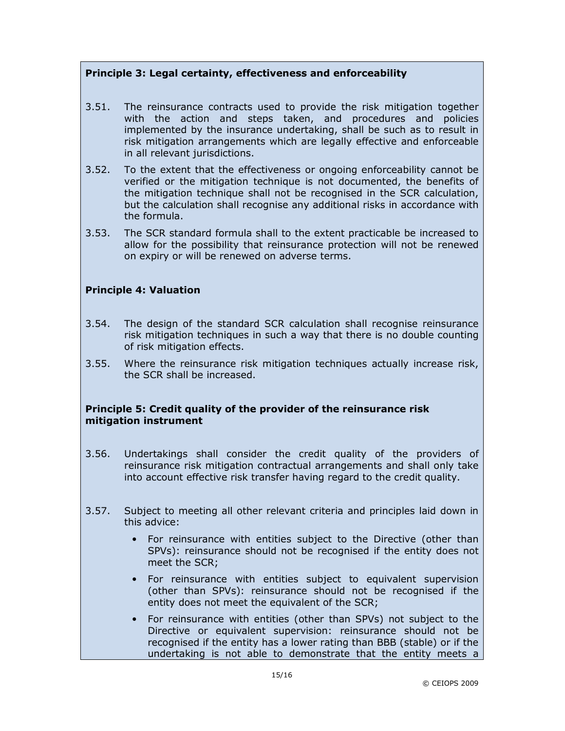**Principle 3: Legal certainty, effectiveness and enforceability**

3.51. The reinsurance contracts used to provide the risk mitigation together with the action and steps taken, and procedures and policies implemented by the insurance undertaking, shall be such as to result in risk mitigation arrangements which are legally effective and enforceable in all relevant jurisdictions.

3.52. To the extent that the effectiveness or ongoing enforceability cannot be verified or the mitigation technique is not documented, the benefits of the mitigation technique shall not be recognised in the SCR calculation, but the calculation shall recognise any additional risks in accordance with the formula.

3.53. The SCR standard formula shall to the extent practicable be increased to allow for the possibility that reinsurance protection will not be renewed on expiry or will be renewed on adverse terms.

**Principle 4: Valuation**

3.54. The design of the standard SCR calculation shall recognise reinsurance risk mitigation techniques in such a way that there is no double counting of risk mitigation effects.

3.55. Where the reinsurance risk mitigation techniques actually increase risk, the SCR shall be increased.

**Principle 5: Credit quality of the provider of the reinsurance risk mitigation instrument**

3.56. Undertakings shall consider the credit quality of the providers of reinsurance risk mitigation contractual arrangements and shall only take into account effective risk transfer having regard to the credit quality.

3.57. Subject to meeting all other relevant criteria and principles laid down in this advice:

- For reinsurance with entities subject to the Directive (other than SPVs): reinsurance should not be recognised if the entity does not meet the SCR;
- For reinsurance with entities subject to equivalent supervision (other than SPVs): reinsurance should not be recognised if the entity does not meet the equivalent of the SCR;
- For reinsurance with entities (other than SPVs) not subject to the Directive or equivalent supervision: reinsurance should not be recognised if the entity has a lower rating than BBB (stable) or if the undertaking is not able to demonstrate that the entity meets a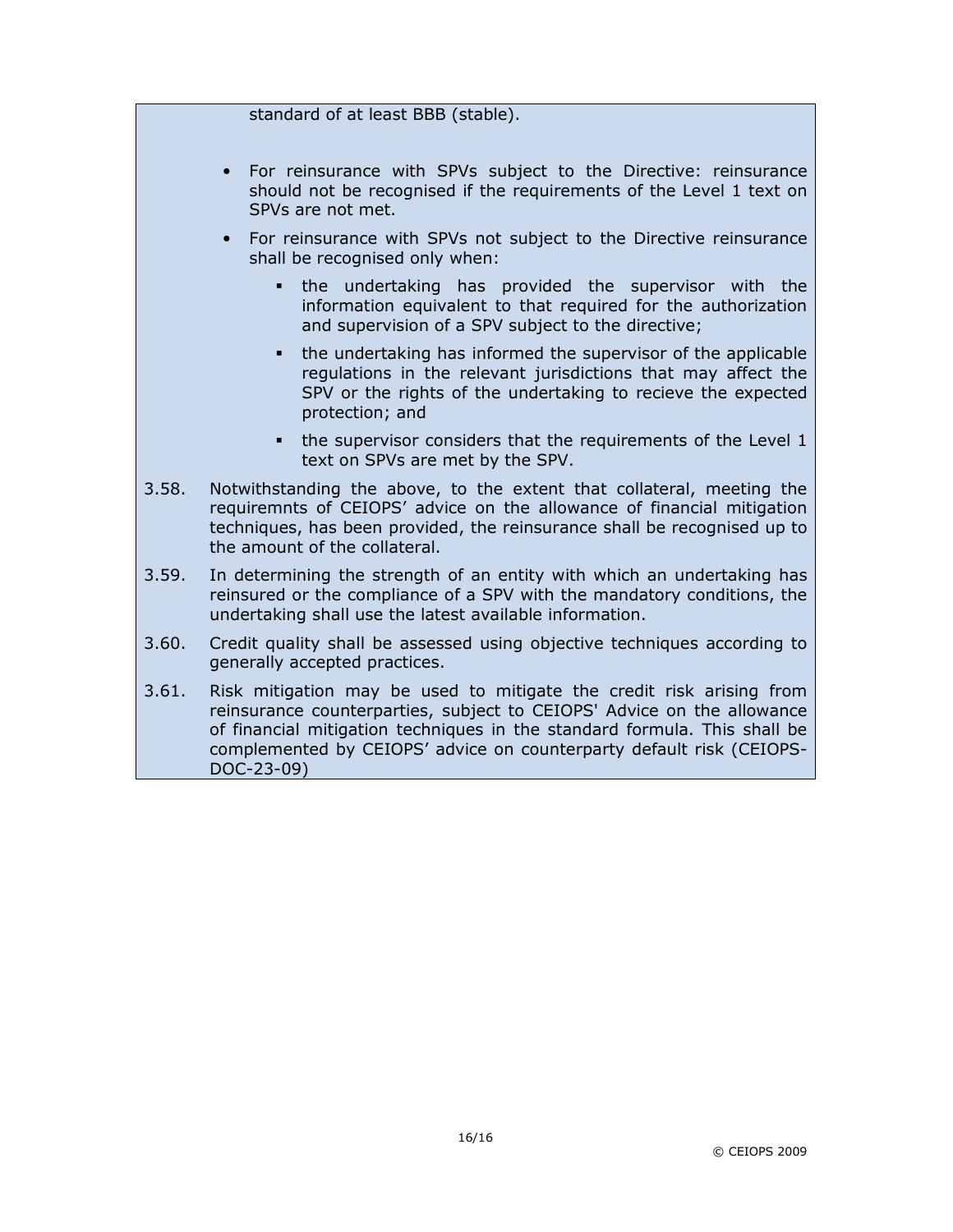standard of at least BBB (stable).

- For reinsurance with SPVs subject to the Directive: reinsurance should not be recognised if the requirements of the Level 1 text on SPVs are not met.
- For reinsurance with SPVs not subject to the Directive reinsurance shall be recognised only when:
    - the undertaking has provided the supervisor with the information equivalent to that required for the authorization and supervision of a SPV subject to the directive;
    - the undertaking has informed the supervisor of the applicable regulations in the relevant jurisdictions that may affect the SPV or the rights of the undertaking to recieve the expected protection; and
    - the supervisor considers that the requirements of the Level 1 text on SPVs are met by the SPV.

3.58. Notwithstanding the above, to the extent that collateral, meeting the requiremnts of CEIOPS' advice on the allowance of financial mitigation techniques, has been provided, the reinsurance shall be recognised up to the amount of the collateral.

3.59. In determining the strength of an entity with which an undertaking has reinsured or the compliance of a SPV with the mandatory conditions, the undertaking shall use the latest available information.

3.60. Credit quality shall be assessed using objective techniques according to generally accepted practices.

3.61. Risk mitigation may be used to mitigate the credit risk arising from reinsurance counterparties, subject to CEIOPS' Advice on the allowance of financial mitigation techniques in the standard formula. This shall be complemented by CEIOPS' advice on counterparty default risk (CEIOPS-DOC-23-09)